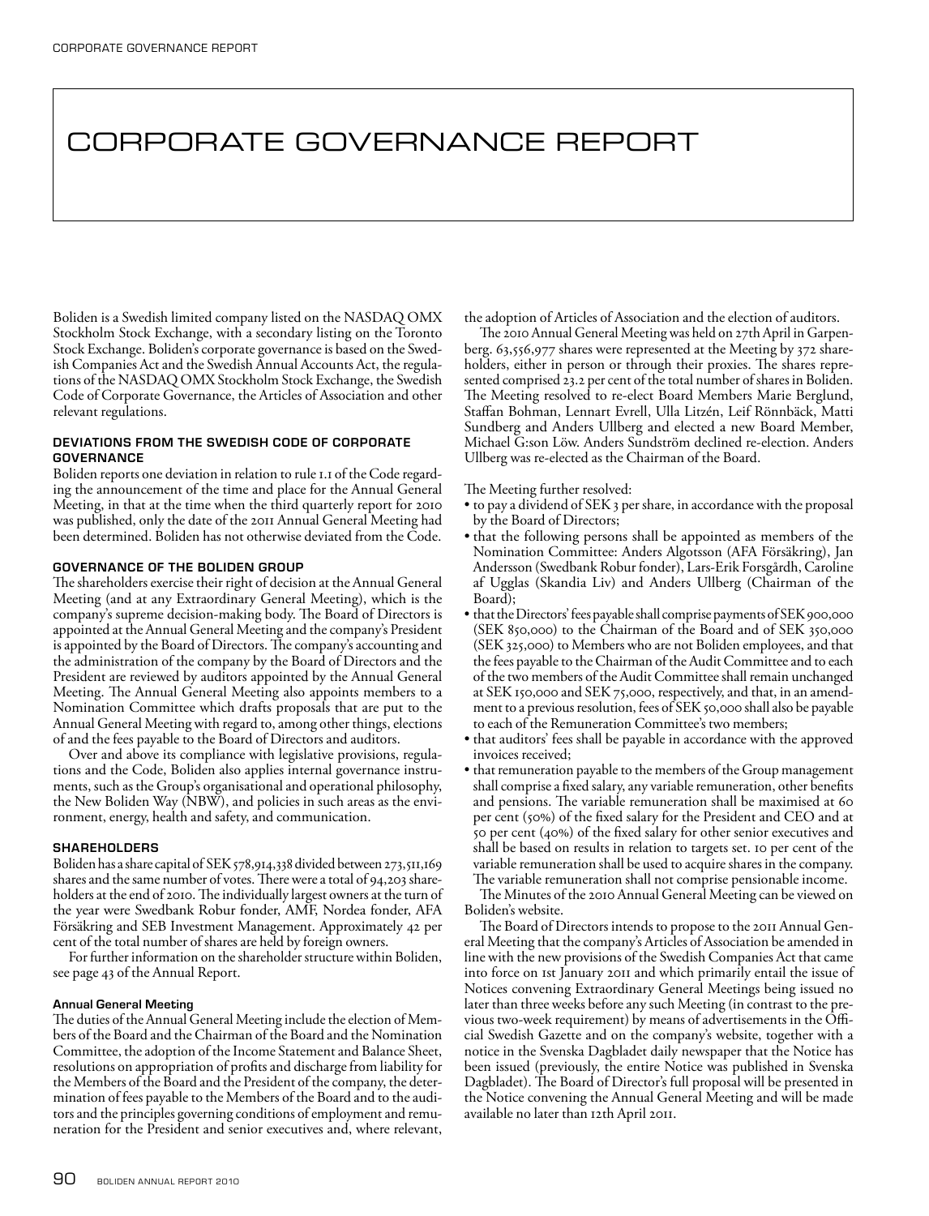# CORPORATE GOVERNANCE REPORT

Boliden is a Swedish limited company listed on the NASDAQ OMX Stockholm Stock Exchange, with a secondary listing on the Toronto Stock Exchange. Boliden's corporate governance is based on the Swedish Companies Act and the Swedish Annual Accounts Act, the regulations of the NASDAQ OMX Stockholm Stock Exchange, the Swedish Code of Corporate Governance, the Articles of Association and other relevant regulations.

### DEVIATIONS FROM THE SWEDISH CODE OF CORPORATE GOVERNANCE

Boliden reports one deviation in relation to rule 1.1 of the Code regarding the announcement of the time and place for the Annual General Meeting, in that at the time when the third quarterly report for 2010 was published, only the date of the 2011 Annual General Meeting had been determined. Boliden has not otherwise deviated from the Code.

### GOVERNANCE OF THE BOLIDEN GROUP

The shareholders exercise their right of decision at the Annual General Meeting (and at any Extraordinary General Meeting), which is the company's supreme decision-making body. The Board of Directors is appointed at the Annual General Meeting and the company's President is appointed by the Board of Directors. The company's accounting and the administration of the company by the Board of Directors and the President are reviewed by auditors appointed by the Annual General Meeting. The Annual General Meeting also appoints members to a Nomination Committee which drafts proposals that are put to the Annual General Meeting with regard to, among other things, elections of and the fees payable to the Board of Directors and auditors.

Over and above its compliance with legislative provisions, regulations and the Code, Boliden also applies internal governance instruments, such as the Group's organisational and operational philosophy, the New Boliden Way (NBW), and policies in such areas as the environment, energy, health and safety, and communication.

### SHAREHOLDERS

Boliden has a share capital of SEK 578,914,338 divided between 273,511,169 shares and the same number of votes. There were a total of 94,203 shareholders at the end of 2010. The individually largest owners at the turn of the year were Swedbank Robur fonder, AMF, Nordea fonder, AFA Försäkring and SEB Investment Management. Approximately 42 per cent of the total number of shares are held by foreign owners.

For further information on the shareholder structure within Boliden, see page 43 of the Annual Report.

#### Annual General Meeting

The duties of the Annual General Meeting include the election of Members of the Board and the Chairman of the Board and the Nomination Committee, the adoption of the Income Statement and Balance Sheet, resolutions on appropriation of profits and discharge from liability for the Members of the Board and the President of the company, the determination of fees payable to the Members of the Board and to the auditors and the principles governing conditions of employment and remuneration for the President and senior executives and, where relevant, the adoption of Articles of Association and the election of auditors.

The 2010 Annual General Meeting was held on 27th April in Garpenberg. 63,556,977 shares were represented at the Meeting by 372 shareholders, either in person or through their proxies. The shares represented comprised 23.2 per cent of the total number of shares in Boliden. The Meeting resolved to re-elect Board Members Marie Berglund, Staffan Bohman, Lennart Evrell, Ulla Litzén, Leif Rönnbäck, Matti Sundberg and Anders Ullberg and elected a new Board Member, Michael G:son Löw. Anders Sundström declined re-election. Anders Ullberg was re-elected as the Chairman of the Board.

The Meeting further resolved:

- to pay a dividend of SEK 3 per share, in accordance with the proposal by the Board of Directors;
- that the following persons shall be appointed as members of the Nomination Committee: Anders Algotsson (AFA Försäkring), Jan Andersson (Swedbank Robur fonder), Lars-Erik Forsgårdh, Caroline af Ugglas (Skandia Liv) and Anders Ullberg (Chairman of the Board);
- that the Directors' fees payable shall comprise payments of SEK 900,000 (SEK 850,000) to the Chairman of the Board and of SEK 350,000 (SEK 325,000) to Members who are not Boliden employees, and that the fees payable to the Chairman of the Audit Committee and to each of the two members of the Audit Committee shall remain unchanged at SEK 150,000 and SEK 75,000, respectively, and that, in an amendment to a previous resolution, fees of SEK 50,000 shall also be payable to each of the Remuneration Committee's two members;
- that auditors' fees shall be payable in accordance with the approved invoices received;
- that remuneration payable to the members of the Group management shall comprise a fixed salary, any variable remuneration, other benefits and pensions. The variable remuneration shall be maximised at 60 per cent (50%) of the fixed salary for the President and CEO and at 50 per cent (40%) of the fixed salary for other senior executives and shall be based on results in relation to targets set. 10 per cent of the variable remuneration shall be used to acquire shares in the company. The variable remuneration shall not comprise pensionable income.

The Minutes of the 2010 Annual General Meeting can be viewed on Boliden's website.

The Board of Directors intends to propose to the 2011 Annual General Meeting that the company's Articles of Association be amended in line with the new provisions of the Swedish Companies Act that came into force on 1st January 2011 and which primarily entail the issue of Notices convening Extraordinary General Meetings being issued no later than three weeks before any such Meeting (in contrast to the previous two-week requirement) by means of advertisements in the Official Swedish Gazette and on the company's website, together with a notice in the Svenska Dagbladet daily newspaper that the Notice has been issued (previously, the entire Notice was published in Svenska Dagbladet). The Board of Director's full proposal will be presented in the Notice convening the Annual General Meeting and will be made available no later than 12th April 2011.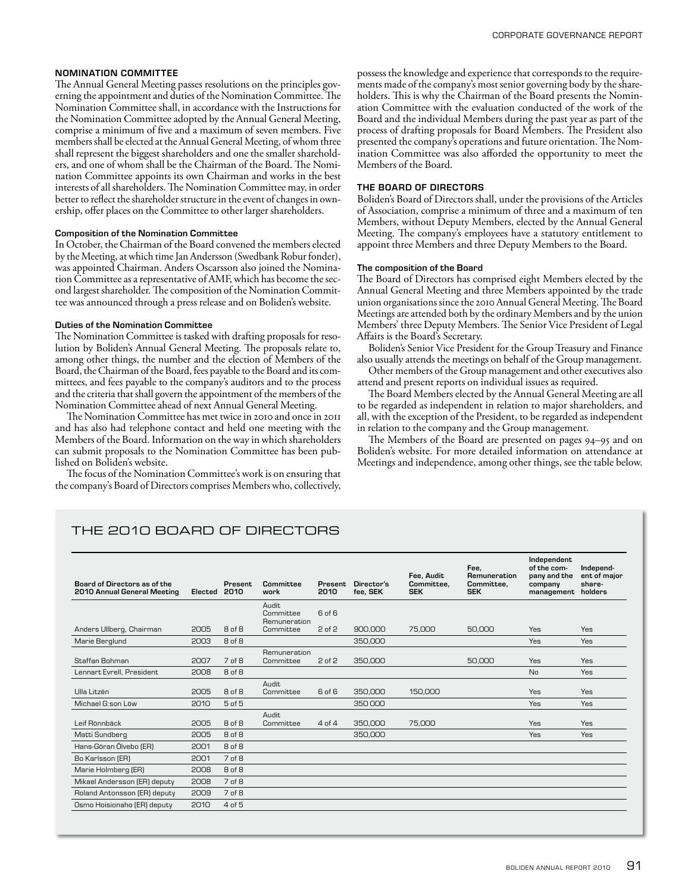## NOMINATION COMMITTEE

The Annual General Meeting passes resolutions on the principles governing the appointment and duties of the Nomination Committee. The Nomination Committee shall, in accordance with the Instructions for the Nomination Committee adopted by the Annual General Meeting, comprise a minimum of five and a maximum of seven members. Five members shall be elected at the Annual General Meeting, of whom three shall represent the biggest shareholders and one the smaller shareholders, and one of whom shall be the Chairman of the Board. The Nomination Committee appoints its own Chairman and works in the best interests of all shareholders. The Nomination Committee may, in order better to reflect the shareholder structure in the event of changes in ownership, offer places on the Committee to other larger shareholders.

### Composition of the Nomination Committee

In October, the Chairman of the Board convened the members elected by the Meeting, at which time Jan Andersson (Swedbank Robur fonder), was appointed Chairman. Anders Oscarsson also joined the Nomination Committee as a representative of AMF, which has become the second largest shareholder. The composition of the Nomination Committee was announced through a press release and on Boliden's website.

### Duties of the Nomination Committee

The Nomination Committee is tasked with drafting proposals for resolution by Boliden's Annual General Meeting. The proposals relate to, among other things, the number and the election of Members of the Board, the Chairman of the Board, fees payable to the Board and its committees, and fees payable to the company's auditors and to the process and the criteria that shall govern the appointment of the members of the Nomination Committee ahead of next Annual General Meeting.

The Nomination Committee has met twice in 2010 and once in 2011 and has also had telephone contact and held one meeting with the Members of the Board. Information on the way in which shareholders can submit proposals to the Nomination Committee has been published on Boliden's website.

The focus of the Nomination Committee's work is on ensuring that the company's Board of Directors comprises Members who, collectively, possess the knowledge and experience that corresponds to the requirements made of the company's most senior governing body by the shareholders. This is why the Chairman of the Board presents the Nomination Committee with the evaluation conducted of the work of the Board and the individual Members during the past year as part of the process of drafting proposals for Board Members. The President also presented the company's operations and future orientation. The Nomination Committee was also afforded the opportunity to meet the Members of the Board.

## THE BOARD OF DIRECTORS

Boliden's Board of Directors shall, under the provisions of the Articles of Association, comprise a minimum of three and a maximum of ten Members, without Deputy Members, elected by the Annual General Meeting. The company's employees have a statutory entitlement to appoint three Members and three Deputy Members to the Board.

### The composition of the Board

The Board of Directors has comprised eight Members elected by the Annual General Meeting and three Members appointed by the trade union organisations since the 2010 Annual General Meeting. The Board Meetings are attended both by the ordinary Members and by the union Members' three Deputy Members. The Senior Vice President of Legal Affairs is the Board's Secretary.

Boliden's Senior Vice President for the Group Treasury and Finance also usually attends the meetings on behalf of the Group management.

Other members of the Group management and other executives also attend and present reports on individual issues as required.

The Board Members elected by the Annual General Meeting are all to be regarded as independent in relation to major shareholders, and all, with the exception of the President, to be regarded as independent in relation to the company and the Group management.

The Members of the Board are presented on pages 94–95 and on Boliden's website. For more detailed information on attendance at Meetings and independence, among other things, see the table below.

## THE 2010 BOARD OF DIRECTORS

| Board of Directors as of the 2010 Annual General Meeting | Elected | Present 2010 | Committee work | Present 2010 | Director's fee, SEK | Fee, Audit Committee, SEK | Fee, Remuneration Committee, SEK | Independent of the company and the company management | Independent of major shareholders |
|---|---|---|---|---|---|---|---|---|---|
| Anders Ullberg, Chairman | 2005 | 8 of 8 | Audit Committee<br>Remuneration Committee | 6 of 6<br>2 of 2 | 900,000 | 75,000 | 50,000 | Yes | Yes |
| Marie Berglund | 2003 | 8 of 8 | | | 350,000 | | | Yes | Yes |
| Staffan Bohman | 2007 | 7 of 8 | Remuneration Committee | 2 of 2 | 350,000 | | 50,000 | Yes | Yes |
| Lennart Evrell, President | 2008 | 8 of 8 | | | | | | No | Yes |
| Ulla Litzén | 2005 | 8 of 8 | Audit Committee | 6 of 6 | 350,000 | 150,000 | | Yes | Yes |
| Michael G:son Löw | 2010 | 5 of 5 | | | 350 000 | | | Yes | Yes |
| Leif Rönnbäck | 2005 | 8 of 8 | Audit Committee | 4 of 4 | 350,000 | 75,000 | | Yes | Yes |
| Matti Sundberg | 2005 | 8 of 8 | | | 350,000 | | | Yes | Yes |
| Hans-Göran Ölvebo (ER) | 2001 | 8 of 8 | | | | | | | |
| Bo Karlsson (ER) | 2001 | 7 of 8 | | | | | | | |
| Marie Holmberg (ER) | 2008 | 8 of 8 | | | | | | | |
| Mikael Andersson (ER) deputy | 2008 | 7 of 8 | | | | | | | |
| Roland Antonsson (ER) deputy | 2009 | 7 of 8 | | | | | | | |
| Osmo Hoisionaho (ER) deputy | 2010 | 4 of 5 | | | | | | | |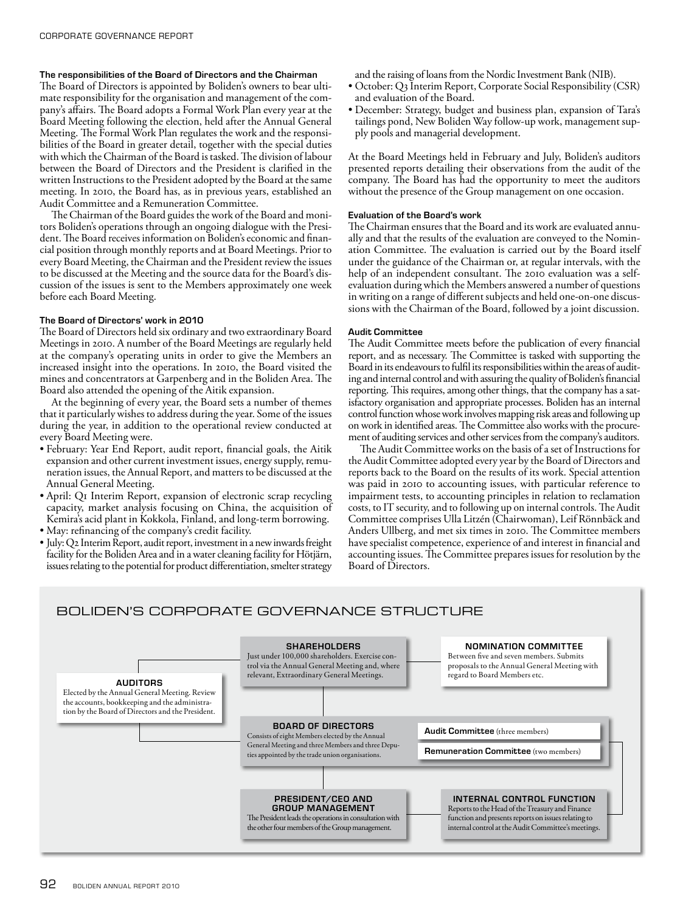### The responsibilities of the Board of Directors and the Chairman

The Board of Directors is appointed by Boliden's owners to bear ultimate responsibility for the organisation and management of the company's affairs. The Board adopts a Formal Work Plan every year at the Board Meeting following the election, held after the Annual General Meeting. The Formal Work Plan regulates the work and the responsibilities of the Board in greater detail, together with the special duties with which the Chairman of the Board is tasked. The division of labour between the Board of Directors and the President is clarified in the written Instructions to the President adopted by the Board at the same meeting. In 2010, the Board has, as in previous years, established an Audit Committee and a Remuneration Committee.

The Chairman of the Board guides the work of the Board and monitors Boliden's operations through an ongoing dialogue with the President. The Board receives information on Boliden's economic and financial position through monthly reports and at Board Meetings. Prior to every Board Meeting, the Chairman and the President review the issues to be discussed at the Meeting and the source data for the Board's discussion of the issues is sent to the Members approximately one week before each Board Meeting.

### The Board of Directors' work in 2010

The Board of Directors held six ordinary and two extraordinary Board Meetings in 2010. A number of the Board Meetings are regularly held at the company's operating units in order to give the Members an increased insight into the operations. In 2010, the Board visited the mines and concentrators at Garpenberg and in the Boliden Area. The Board also attended the opening of the Aitik expansion.

At the beginning of every year, the Board sets a number of themes that it particularly wishes to address during the year. Some of the issues during the year, in addition to the operational review conducted at every Board Meeting were.

- February: Year End Report, audit report, financial goals, the Aitik expansion and other current investment issues, energy supply, remuneration issues, the Annual Report, and matters to be discussed at the Annual General Meeting.
- April: Q1 Interim Report, expansion of electronic scrap recycling capacity, market analysis focusing on China, the acquisition of Kemira's acid plant in Kokkola, Finland, and long-term borrowing.
- May: refinancing of the company's credit facility.
- July: Q2 Interim Report, audit report, investment in a new inwards freight facility for the Boliden Area and in a water cleaning facility for Hötjärn, issues relating to the potential for product differentiation, smelter strategy and the raising of loans from the Nordic Investment Bank (NIB).
- October: Q3 Interim Report, Corporate Social Responsibility (CSR) and evaluation of the Board.
- December: Strategy, budget and business plan, expansion of Tara's tailings pond, New Boliden Way follow-up work, management supply pools and managerial development.

At the Board Meetings held in February and July, Boliden's auditors presented reports detailing their observations from the audit of the company. The Board has had the opportunity to meet the auditors without the presence of the Group management on one occasion.

### Evaluation of the Board's work

The Chairman ensures that the Board and its work are evaluated annually and that the results of the evaluation are conveyed to the Nomination Committee. The evaluation is carried out by the Board itself under the guidance of the Chairman or, at regular intervals, with the help of an independent consultant. The 2010 evaluation was a self-evaluation during which the Members answered a number of questions in writing on a range of different subjects and held one-on-one discussions with the Chairman of the Board, followed by a joint discussion.

### Audit Committee

The Audit Committee meets before the publication of every financial report, and as necessary. The Committee is tasked with supporting the Board in its endeavours to fulfil its responsibilities within the areas of auditing and internal control and with assuring the quality of Boliden's financial reporting. This requires, among other things, that the company has a satisfactory organisation and appropriate processes. Boliden has an internal control function whose work involves mapping risk areas and following up on work in identified areas. The Committee also works with the procurement of auditing services and other services from the company's auditors.

The Audit Committee works on the basis of a set of Instructions for the Audit Committee adopted every year by the Board of Directors and reports back to the Board on the results of its work. Special attention was paid in 2010 to accounting issues, with particular reference to impairment tests, to accounting principles in relation to reclamation costs, to IT security, and to following up on internal controls. The Audit Committee comprises Ulla Litzén (Chairwoman), Leif Rönnbäck and Anders Ullberg, and met six times in 2010. The Committee members have specialist competence, experience of and interest in financial and accounting issues. The Committee prepares issues for resolution by the Board of Directors.

## BOLIDEN'S CORPORATE GOVERNANCE STRUCTURE

**SHAREHOLDERS**
Just under 100,000 shareholders. Exercise control via the Annual General Meeting and, where relevant, Extraordinary General Meetings.

**NOMINATION COMMITTEE**
Between five and seven members. Submits proposals to the Annual General Meeting with regard to Board Members etc.

**AUDITORS**
Elected by the Annual General Meeting. Review the accounts, bookkeeping and the administration by the Board of Directors and the President.

**BOARD OF DIRECTORS**
Consists of eight Members elected by the Annual General Meeting and three Members and three Deputies appointed by the trade union organisations.

**Audit Committee** (three members)

**Remuneration Committee** (two members)

**PRESIDENT/CEO AND GROUP MANAGEMENT**
The President leads the operations in consultation with the other four members of the Group management.

**INTERNAL CONTROL FUNCTION**
Reports to the Head of the Treasury and Finance function and presents reports on issues relating to internal control at the Audit Committee's meetings.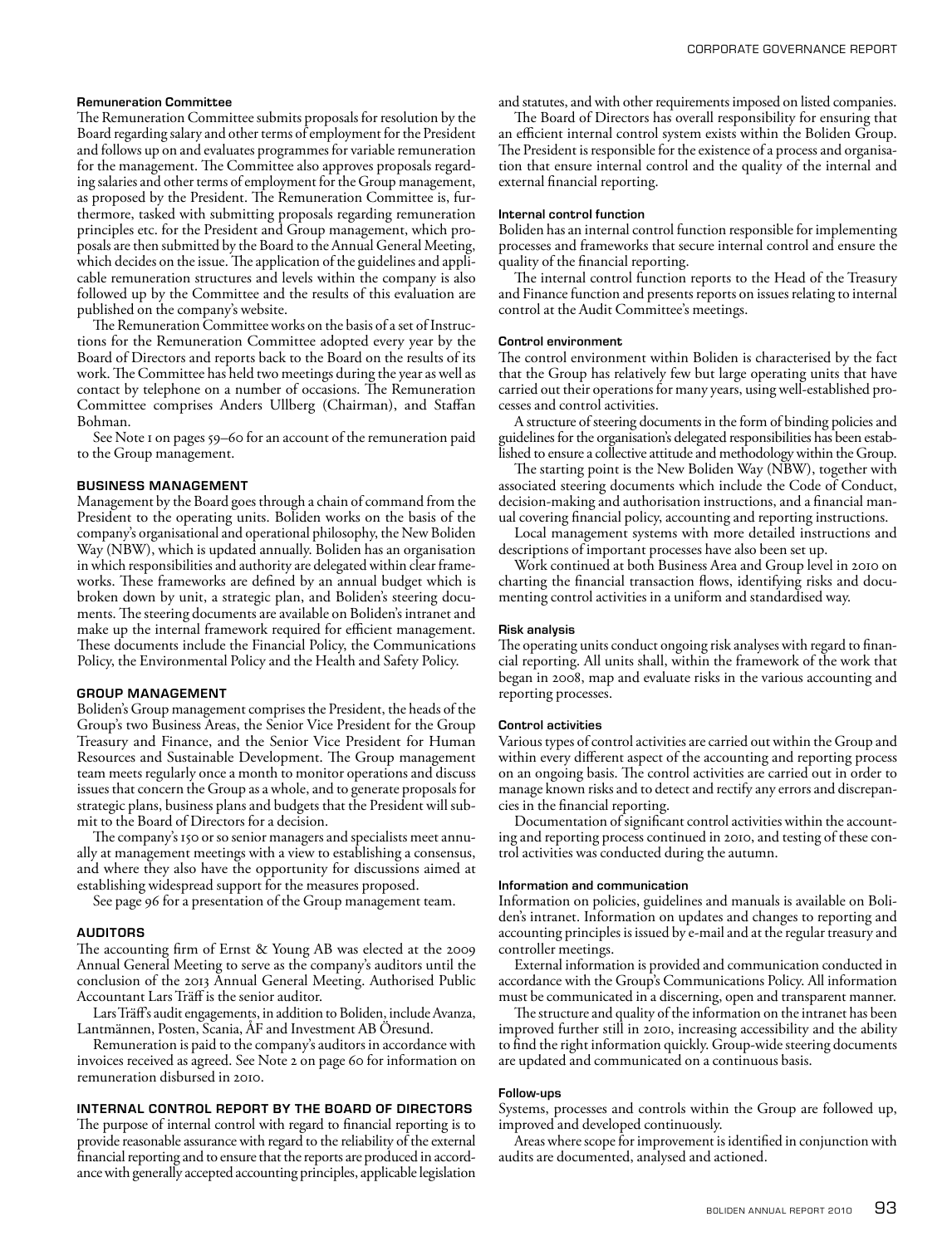#### Remuneration Committee

The Remuneration Committee submits proposals for resolution by the Board regarding salary and other terms of employment for the President and follows up on and evaluates programmes for variable remuneration for the management. The Committee also approves proposals regarding salaries and other terms of employment for the Group management, as proposed by the President. The Remuneration Committee is, furthermore, tasked with submitting proposals regarding remuneration principles etc. for the President and Group management, which proposals are then submitted by the Board to the Annual General Meeting, which decides on the issue. The application of the guidelines and applicable remuneration structures and levels within the company is also followed up by the Committee and the results of this evaluation are published on the company's website.

The Remuneration Committee works on the basis of a set of Instructions for the Remuneration Committee adopted every year by the Board of Directors and reports back to the Board on the results of its work. The Committee has held two meetings during the year as well as contact by telephone on a number of occasions. The Remuneration Committee comprises Anders Ullberg (Chairman), and Staffan Bohman.

See Note 1 on pages 59–60 for an account of the remuneration paid to the Group management.

### BUSINESS MANAGEMENT

Management by the Board goes through a chain of command from the President to the operating units. Boliden works on the basis of the company's organisational and operational philosophy, the New Boliden Way (NBW), which is updated annually. Boliden has an organisation in which responsibilities and authority are delegated within clear frameworks. These frameworks are defined by an annual budget which is broken down by unit, a strategic plan, and Boliden's steering documents. The steering documents are available on Boliden's intranet and make up the internal framework required for efficient management. These documents include the Financial Policy, the Communications Policy, the Environmental Policy and the Health and Safety Policy.

### GROUP MANAGEMENT

Boliden's Group management comprises the President, the heads of the Group's two Business Areas, the Senior Vice President for the Group Treasury and Finance, and the Senior Vice President for Human Resources and Sustainable Development. The Group management team meets regularly once a month to monitor operations and discuss issues that concern the Group as a whole, and to generate proposals for strategic plans, business plans and budgets that the President will submit to the Board of Directors for a decision.

The company's 150 or so senior managers and specialists meet annually at management meetings with a view to establishing a consensus, and where they also have the opportunity for discussions aimed at establishing widespread support for the measures proposed.

See page 96 for a presentation of the Group management team.

### AUDITORS

The accounting firm of Ernst & Young AB was elected at the 2009 Annual General Meeting to serve as the company's auditors until the conclusion of the 2013 Annual General Meeting. Authorised Public Accountant Lars Träff is the senior auditor.

Lars Träff's audit engagements, in addition to Boliden, include Avanza, Lantmännen, Posten, Scania, ÅF and Investment AB Öresund.

Remuneration is paid to the company's auditors in accordance with invoices received as agreed. See Note 2 on page 60 for information on remuneration disbursed in 2010.

### INTERNAL CONTROL REPORT BY THE BOARD OF DIRECTORS

The purpose of internal control with regard to financial reporting is to provide reasonable assurance with regard to the reliability of the external financial reporting and to ensure that the reports are produced in accordance with generally accepted accounting principles, applicable legislation and statutes, and with other requirements imposed on listed companies.

The Board of Directors has overall responsibility for ensuring that an efficient internal control system exists within the Boliden Group. The President is responsible for the existence of a process and organisation that ensure internal control and the quality of the internal and external financial reporting.

#### Internal control function

Boliden has an internal control function responsible for implementing processes and frameworks that secure internal control and ensure the quality of the financial reporting.

The internal control function reports to the Head of the Treasury and Finance function and presents reports on issues relating to internal control at the Audit Committee's meetings.

#### Control environment

The control environment within Boliden is characterised by the fact that the Group has relatively few but large operating units that have carried out their operations for many years, using well-established processes and control activities.

A structure of steering documents in the form of binding policies and guidelines for the organisation's delegated responsibilities has been established to ensure a collective attitude and methodology within the Group.

The starting point is the New Boliden Way (NBW), together with associated steering documents which include the Code of Conduct, decision-making and authorisation instructions, and a financial manual covering financial policy, accounting and reporting instructions.

Local management systems with more detailed instructions and descriptions of important processes have also been set up.

Work continued at both Business Area and Group level in 2010 on charting the financial transaction flows, identifying risks and documenting control activities in a uniform and standardised way.

#### Risk analysis

The operating units conduct ongoing risk analyses with regard to financial reporting. All units shall, within the framework of the work that began in 2008, map and evaluate risks in the various accounting and reporting processes.

#### Control activities

Various types of control activities are carried out within the Group and within every different aspect of the accounting and reporting process on an ongoing basis. The control activities are carried out in order to manage known risks and to detect and rectify any errors and discrepancies in the financial reporting.

Documentation of significant control activities within the accounting and reporting process continued in 2010, and testing of these control activities was conducted during the autumn.

#### Information and communication

Information on policies, guidelines and manuals is available on Boliden's intranet. Information on updates and changes to reporting and accounting principles is issued by e-mail and at the regular treasury and controller meetings.

External information is provided and communication conducted in accordance with the Group's Communications Policy. All information must be communicated in a discerning, open and transparent manner.

The structure and quality of the information on the intranet has been improved further still in 2010, increasing accessibility and the ability to find the right information quickly. Group-wide steering documents are updated and communicated on a continuous basis.

#### Follow-ups

Systems, processes and controls within the Group are followed up, improved and developed continuously.

Areas where scope for improvement is identified in conjunction with audits are documented, analysed and actioned.